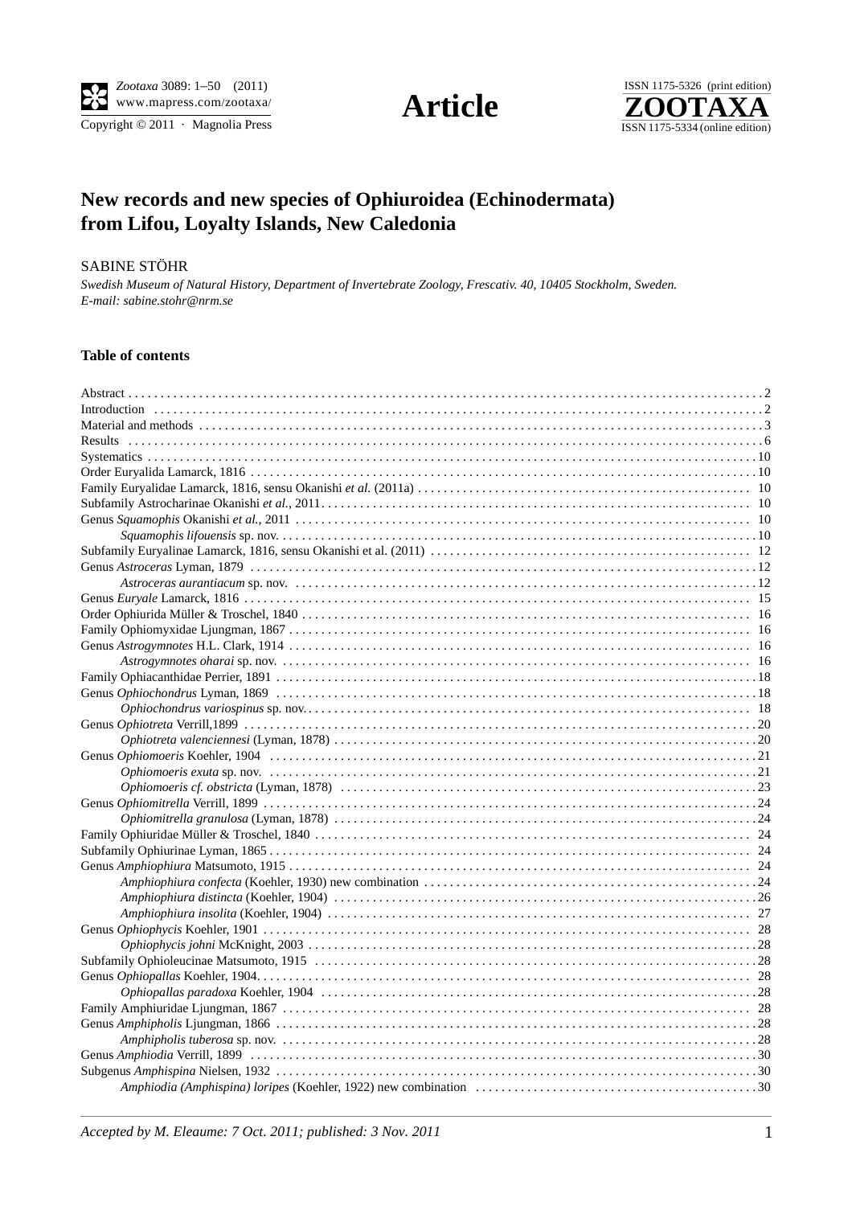# New records and new species of Ophiuroidea (Echinodermata) from Lifou, Loyalty Islands, New Caledonia

SABINE STÖHR

*Swedish Museum of Natural History, Department of Invertebrate Zoology, Frescativ. 40, 10405 Stockholm, Sweden.*
*E-mail: sabine.stohr@nrm.se*

### Table of contents

Abstract . . . 2
Introduction . . . 2
Material and methods . . . 3
Results . . . 6
Systematics . . . 10
Order Euryalida Lamarck, 1816 . . . 10
Family Euryalidae Lamarck, 1816, sensu Okanishi *et al.* (2011a) . . . 10
Subfamily Astrocharinae Okanishi *et al.*, 2011 . . . 10
Genus *Squamophis* Okanishi *et al.*, 2011 . . . 10
*Squamophis lifouensis* sp. nov. . . . 10
Subfamily Euryalinae Lamarck, 1816, sensu Okanishi et al. (2011) . . . 12
Genus *Astroceras* Lyman, 1879 . . . 12
*Astroceras aurantiacum* sp. nov. . . . 12
Genus *Euryale* Lamarck, 1816 . . . 15
Order Ophiurida Müller & Troschel, 1840 . . . 16
Family Ophiomyxidae Ljungman, 1867 . . . 16
Genus *Astrogymnotes* H.L. Clark, 1914 . . . 16
*Astrogymnotes oharai* sp. nov. . . . 16
Family Ophiacanthidae Perrier, 1891 . . . 18
Genus *Ophiochondrus* Lyman, 1869 . . . 18
*Ophiochondrus variospinus* sp. nov. . . . 18
Genus *Ophiotreta* Verrill,1899 . . . 20
*Ophiotreta valenciennesi* (Lyman, 1878) . . . 20
Genus *Ophiomoeris* Koehler, 1904 . . . 21
*Ophiomoeris exuta* sp. nov. . . . 21
*Ophiomoeris cf. obstricta* (Lyman, 1878) . . . 23
Genus *Ophiomitrella* Verrill, 1899 . . . 24
*Ophiomitrella granulosa* (Lyman, 1878) . . . 24
Family Ophiuridae Müller & Troschel, 1840 . . . 24
Subfamily Ophiurinae Lyman, 1865 . . . 24
Genus *Amphiophiura* Matsumoto, 1915 . . . 24
*Amphiophiura confecta* (Koehler, 1930) new combination . . . 24
*Amphiophiura distincta* (Koehler, 1904) . . . 26
*Amphiophiura insolita* (Koehler, 1904) . . . 27
Genus *Ophiophycis* Koehler, 1901 . . . 28
*Ophiophycis johni* McKnight, 2003 . . . 28
Subfamily Ophioleucinae Matsumoto, 1915 . . . 28
Genus *Ophiopallas* Koehler, 1904. . . . 28
*Ophiopallas paradoxa* Koehler, 1904 . . . 28
Family Amphiuridae Ljungman, 1867 . . . 28
Genus *Amphipholis* Ljungman, 1866 . . . 28
*Amphipholis tuberosa* sp. nov. . . . 28
Genus *Amphiodia* Verrill, 1899 . . . 30
Subgenus *Amphispina* Nielsen, 1932 . . . 30
*Amphiodia (Amphispina) loripes* (Koehler, 1922) new combination . . . 30

*Accepted by M. Eleaume: 7 Oct. 2011; published: 3 Nov. 2011*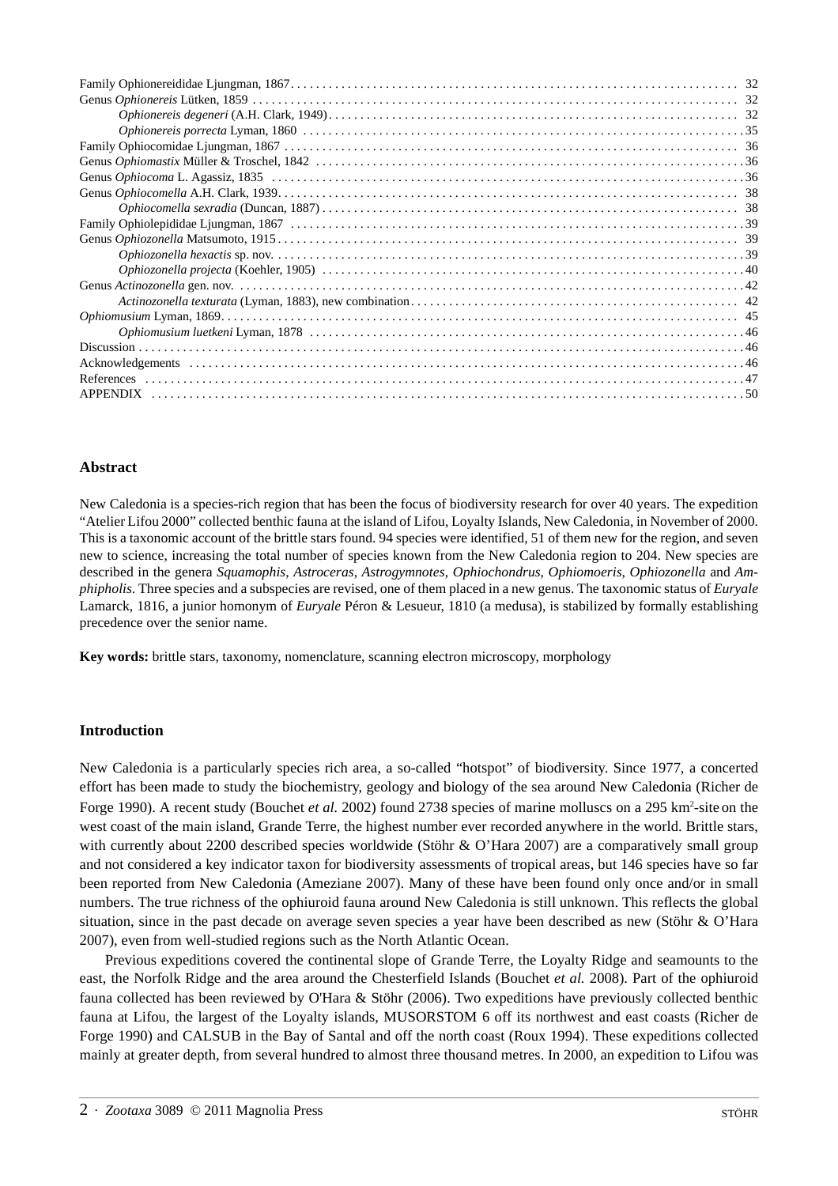Family Ophionereididae Ljungman, 1867 . . . . . . . . . . 32
Genus *Ophionereis* Lütken, 1859 . . . . . . . . . . 32
*Ophionereis degeneri* (A.H. Clark, 1949) . . . . . . . . . . 32
*Ophionereis porrecta* Lyman, 1860 . . . . . . . . . . 35
Family Ophiocomidae Ljungman, 1867 . . . . . . . . . . 36
Genus *Ophiomastix* Müller & Troschel, 1842 . . . . . . . . . . 36
Genus *Ophiocoma* L. Agassiz, 1835 . . . . . . . . . . 36
Genus *Ophiocomella* A.H. Clark, 1939 . . . . . . . . . . 38
*Ophiocomella sexradia* (Duncan, 1887) . . . . . . . . . . 38
Family Ophiolepididae Ljungman, 1867 . . . . . . . . . . 39
Genus *Ophiozonella* Matsumoto, 1915 . . . . . . . . . . 39
*Ophiozonella hexactis* sp. nov. . . . . . . . . . . 39
*Ophiozonella projecta* (Koehler, 1905) . . . . . . . . . . 40
Genus *Actinozonella* gen. nov. . . . . . . . . . . 42
*Actinozonella texturata* (Lyman, 1883), new combination . . . . . . . . . . 42
*Ophiomusium* Lyman, 1869 . . . . . . . . . . 45
*Ophiomusium luetkeni* Lyman, 1878 . . . . . . . . . . 46
Discussion . . . . . . . . . . 46
Acknowledgements . . . . . . . . . . 46
References . . . . . . . . . . 47
APPENDIX . . . . . . . . . . 50

## Abstract

New Caledonia is a species-rich region that has been the focus of biodiversity research for over 40 years. The expedition "Atelier Lifou 2000" collected benthic fauna at the island of Lifou, Loyalty Islands, New Caledonia, in November of 2000. This is a taxonomic account of the brittle stars found. 94 species were identified, 51 of them new for the region, and seven new to science, increasing the total number of species known from the New Caledonia region to 204. New species are described in the genera *Squamophis*, *Astroceras*, *Astrogymnotes*, *Ophiochondrus*, *Ophiomoeris*, *Ophiozonella* and *Amphipholis*. Three species and a subspecies are revised, one of them placed in a new genus. The taxonomic status of *Euryale* Lamarck, 1816, a junior homonym of *Euryale* Péron & Lesueur, 1810 (a medusa), is stabilized by formally establishing precedence over the senior name.

**Key words:** brittle stars, taxonomy, nomenclature, scanning electron microscopy, morphology

## Introduction

New Caledonia is a particularly species rich area, a so-called "hotspot" of biodiversity. Since 1977, a concerted effort has been made to study the biochemistry, geology and biology of the sea around New Caledonia (Richer de Forge 1990). A recent study (Bouchet *et al.* 2002) found 2738 species of marine molluscs on a 295 $km^2$-site on the west coast of the main island, Grande Terre, the highest number ever recorded anywhere in the world. Brittle stars, with currently about 2200 described species worldwide (Stöhr & O'Hara 2007) are a comparatively small group and not considered a key indicator taxon for biodiversity assessments of tropical areas, but 146 species have so far been reported from New Caledonia (Ameziane 2007). Many of these have been found only once and/or in small numbers. The true richness of the ophiuroid fauna around New Caledonia is still unknown. This reflects the global situation, since in the past decade on average seven species a year have been described as new (Stöhr & O'Hara 2007), even from well-studied regions such as the North Atlantic Ocean.

Previous expeditions covered the continental slope of Grande Terre, the Loyalty Ridge and seamounts to the east, the Norfolk Ridge and the area around the Chesterfield Islands (Bouchet *et al.* 2008). Part of the ophiuroid fauna collected has been reviewed by O'Hara & Stöhr (2006). Two expeditions have previously collected benthic fauna at Lifou, the largest of the Loyalty islands, MUSORSTOM 6 off its northwest and east coasts (Richer de Forge 1990) and CALSUB in the Bay of Santal and off the north coast (Roux 1994). These expeditions collected mainly at greater depth, from several hundred to almost three thousand metres. In 2000, an expedition to Lifou was